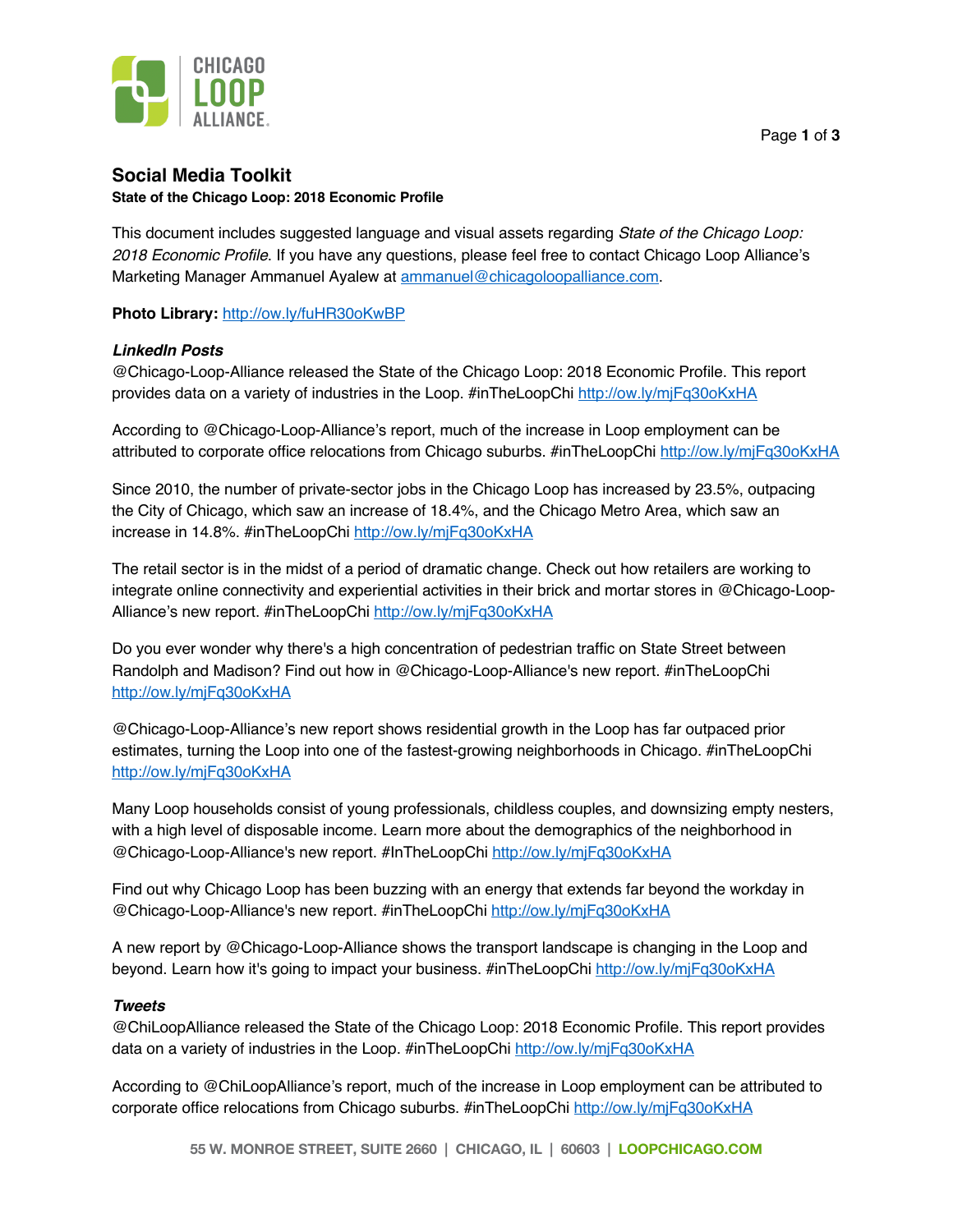# Social Media Toolkit

**State of the Chicago Loop: 2018 Economic Profile**

This document includes suggested language and visual assets regarding *State of the Chicago Loop: 2018 Economic Profile*. If you have any questions, please feel free to contact Chicago Loop Alliance's Marketing Manager Ammanuel Ayalew at ammanuel@chicagoloopalliance.com.

**Photo Library:** http://ow.ly/fuHR30oKwBP

### *LinkedIn Posts*

@Chicago-Loop-Alliance released the State of the Chicago Loop: 2018 Economic Profile. This report provides data on a variety of industries in the Loop. #inTheLoopChi http://ow.ly/mjFq30oKxHA

According to @Chicago-Loop-Alliance's report, much of the increase in Loop employment can be attributed to corporate office relocations from Chicago suburbs. #inTheLoopChi http://ow.ly/mjFq30oKxHA

Since 2010, the number of private-sector jobs in the Chicago Loop has increased by 23.5%, outpacing the City of Chicago, which saw an increase of 18.4%, and the Chicago Metro Area, which saw an increase in 14.8%. #inTheLoopChi http://ow.ly/mjFq30oKxHA

The retail sector is in the midst of a period of dramatic change. Check out how retailers are working to integrate online connectivity and experiential activities in their brick and mortar stores in @Chicago-Loop-Alliance's new report. #inTheLoopChi http://ow.ly/mjFq30oKxHA

Do you ever wonder why there's a high concentration of pedestrian traffic on State Street between Randolph and Madison? Find out how in @Chicago-Loop-Alliance's new report. #inTheLoopChi http://ow.ly/mjFq30oKxHA

@Chicago-Loop-Alliance's new report shows residential growth in the Loop has far outpaced prior estimates, turning the Loop into one of the fastest-growing neighborhoods in Chicago. #inTheLoopChi http://ow.ly/mjFq30oKxHA

Many Loop households consist of young professionals, childless couples, and downsizing empty nesters, with a high level of disposable income. Learn more about the demographics of the neighborhood in @Chicago-Loop-Alliance's new report. #InTheLoopChi http://ow.ly/mjFq30oKxHA

Find out why Chicago Loop has been buzzing with an energy that extends far beyond the workday in @Chicago-Loop-Alliance's new report. #inTheLoopChi http://ow.ly/mjFq30oKxHA

A new report by @Chicago-Loop-Alliance shows the transport landscape is changing in the Loop and beyond. Learn how it's going to impact your business. #inTheLoopChi http://ow.ly/mjFq30oKxHA

### *Tweets*

@ChiLoopAlliance released the State of the Chicago Loop: 2018 Economic Profile. This report provides data on a variety of industries in the Loop. #inTheLoopChi http://ow.ly/mjFq30oKxHA

According to @ChiLoopAlliance's report, much of the increase in Loop employment can be attributed to corporate office relocations from Chicago suburbs. #inTheLoopChi http://ow.ly/mjFq30oKxHA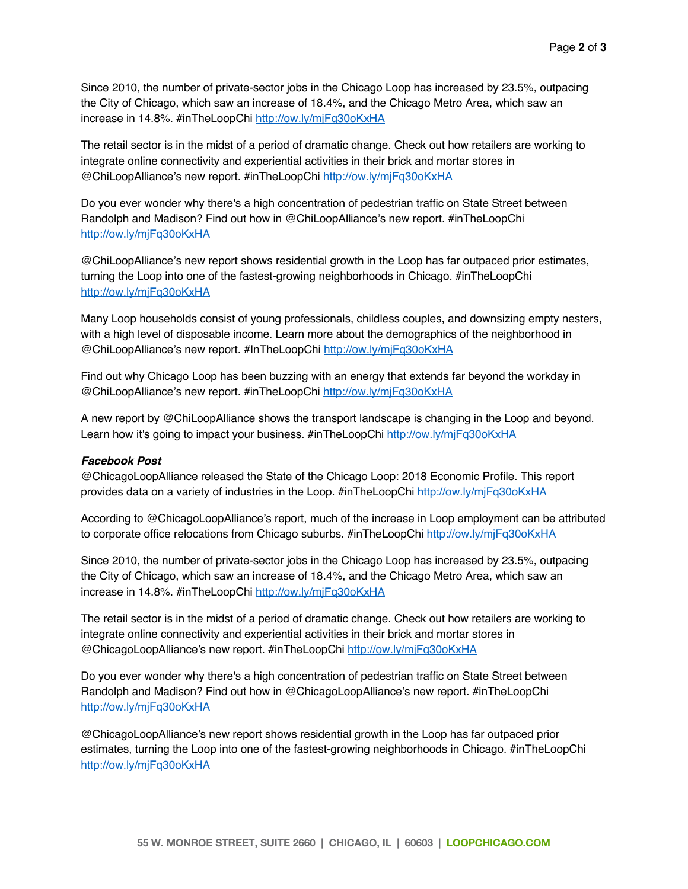Since 2010, the number of private-sector jobs in the Chicago Loop has increased by 23.5%, outpacing the City of Chicago, which saw an increase of 18.4%, and the Chicago Metro Area, which saw an increase in 14.8%. #inTheLoopChi http://ow.ly/mjFq30oKxHA

The retail sector is in the midst of a period of dramatic change. Check out how retailers are working to integrate online connectivity and experiential activities in their brick and mortar stores in @ChiLoopAlliance's new report. #inTheLoopChi http://ow.ly/mjFq30oKxHA

Do you ever wonder why there's a high concentration of pedestrian traffic on State Street between Randolph and Madison? Find out how in @ChiLoopAlliance's new report. #inTheLoopChi http://ow.ly/mjFq30oKxHA

@ChiLoopAlliance's new report shows residential growth in the Loop has far outpaced prior estimates, turning the Loop into one of the fastest-growing neighborhoods in Chicago. #inTheLoopChi http://ow.ly/mjFq30oKxHA

Many Loop households consist of young professionals, childless couples, and downsizing empty nesters, with a high level of disposable income. Learn more about the demographics of the neighborhood in @ChiLoopAlliance's new report. #InTheLoopChi http://ow.ly/mjFq30oKxHA

Find out why Chicago Loop has been buzzing with an energy that extends far beyond the workday in @ChiLoopAlliance's new report. #inTheLoopChi http://ow.ly/mjFq30oKxHA

A new report by @ChiLoopAlliance shows the transport landscape is changing in the Loop and beyond. Learn how it's going to impact your business. #inTheLoopChi http://ow.ly/mjFq30oKxHA

***Facebook Post***

@ChicagoLoopAlliance released the State of the Chicago Loop: 2018 Economic Profile. This report provides data on a variety of industries in the Loop. #inTheLoopChi http://ow.ly/mjFq30oKxHA

According to @ChicagoLoopAlliance's report, much of the increase in Loop employment can be attributed to corporate office relocations from Chicago suburbs. #inTheLoopChi http://ow.ly/mjFq30oKxHA

Since 2010, the number of private-sector jobs in the Chicago Loop has increased by 23.5%, outpacing the City of Chicago, which saw an increase of 18.4%, and the Chicago Metro Area, which saw an increase in 14.8%. #inTheLoopChi http://ow.ly/mjFq30oKxHA

The retail sector is in the midst of a period of dramatic change. Check out how retailers are working to integrate online connectivity and experiential activities in their brick and mortar stores in @ChicagoLoopAlliance's new report. #inTheLoopChi http://ow.ly/mjFq30oKxHA

Do you ever wonder why there's a high concentration of pedestrian traffic on State Street between Randolph and Madison? Find out how in @ChicagoLoopAlliance's new report. #inTheLoopChi http://ow.ly/mjFq30oKxHA

@ChicagoLoopAlliance's new report shows residential growth in the Loop has far outpaced prior estimates, turning the Loop into one of the fastest-growing neighborhoods in Chicago. #inTheLoopChi http://ow.ly/mjFq30oKxHA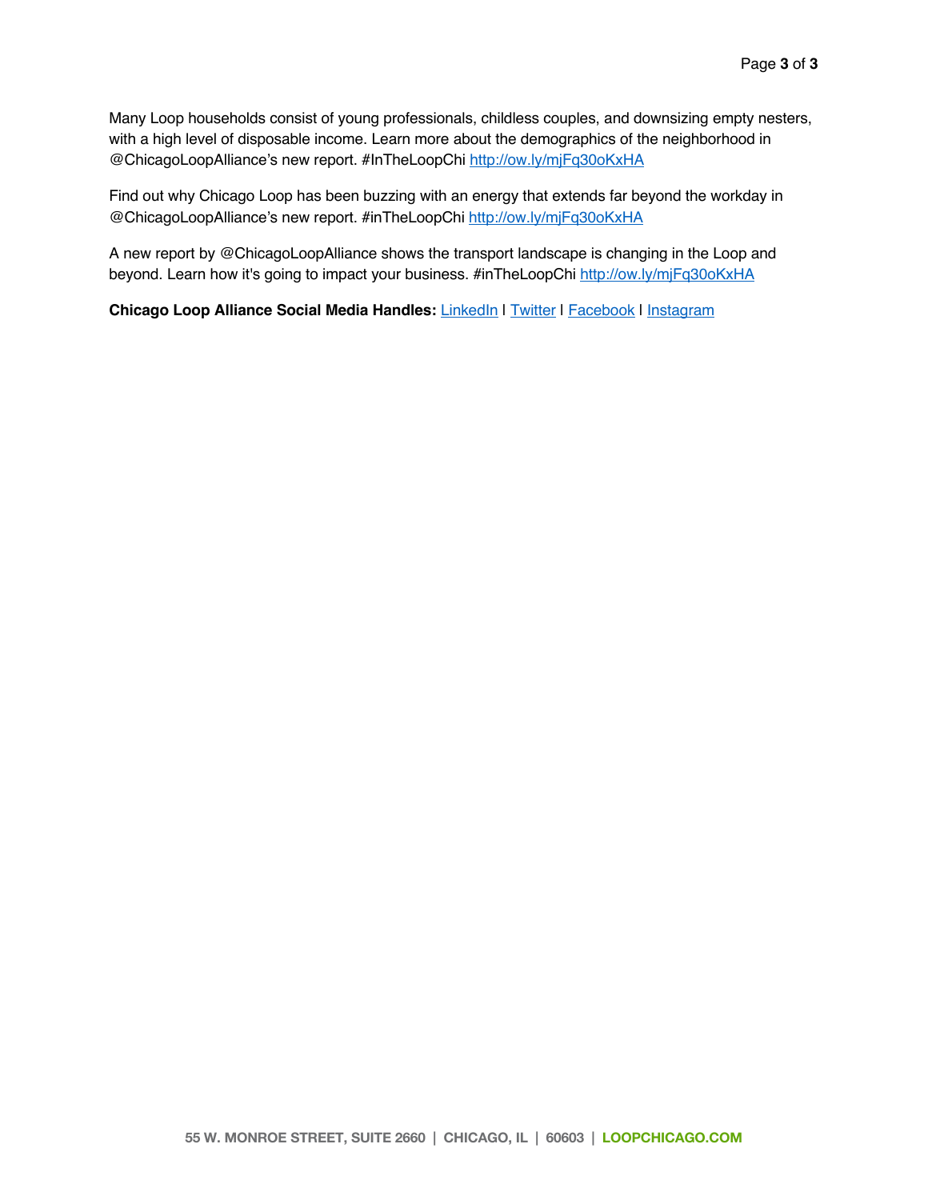Many Loop households consist of young professionals, childless couples, and downsizing empty nesters, with a high level of disposable income. Learn more about the demographics of the neighborhood in @ChicagoLoopAlliance's new report. #InTheLoopChi http://ow.ly/mjFq30oKxHA

Find out why Chicago Loop has been buzzing with an energy that extends far beyond the workday in @ChicagoLoopAlliance's new report. #inTheLoopChi http://ow.ly/mjFq30oKxHA

A new report by @ChicagoLoopAlliance shows the transport landscape is changing in the Loop and beyond. Learn how it's going to impact your business. #inTheLoopChi http://ow.ly/mjFq30oKxHA

**Chicago Loop Alliance Social Media Handles:** LinkedIn | Twitter | Facebook | Instagram

55 W. MONROE STREET, SUITE 2660 | CHICAGO, IL | 60603 | LOOPCHICAGO.COM